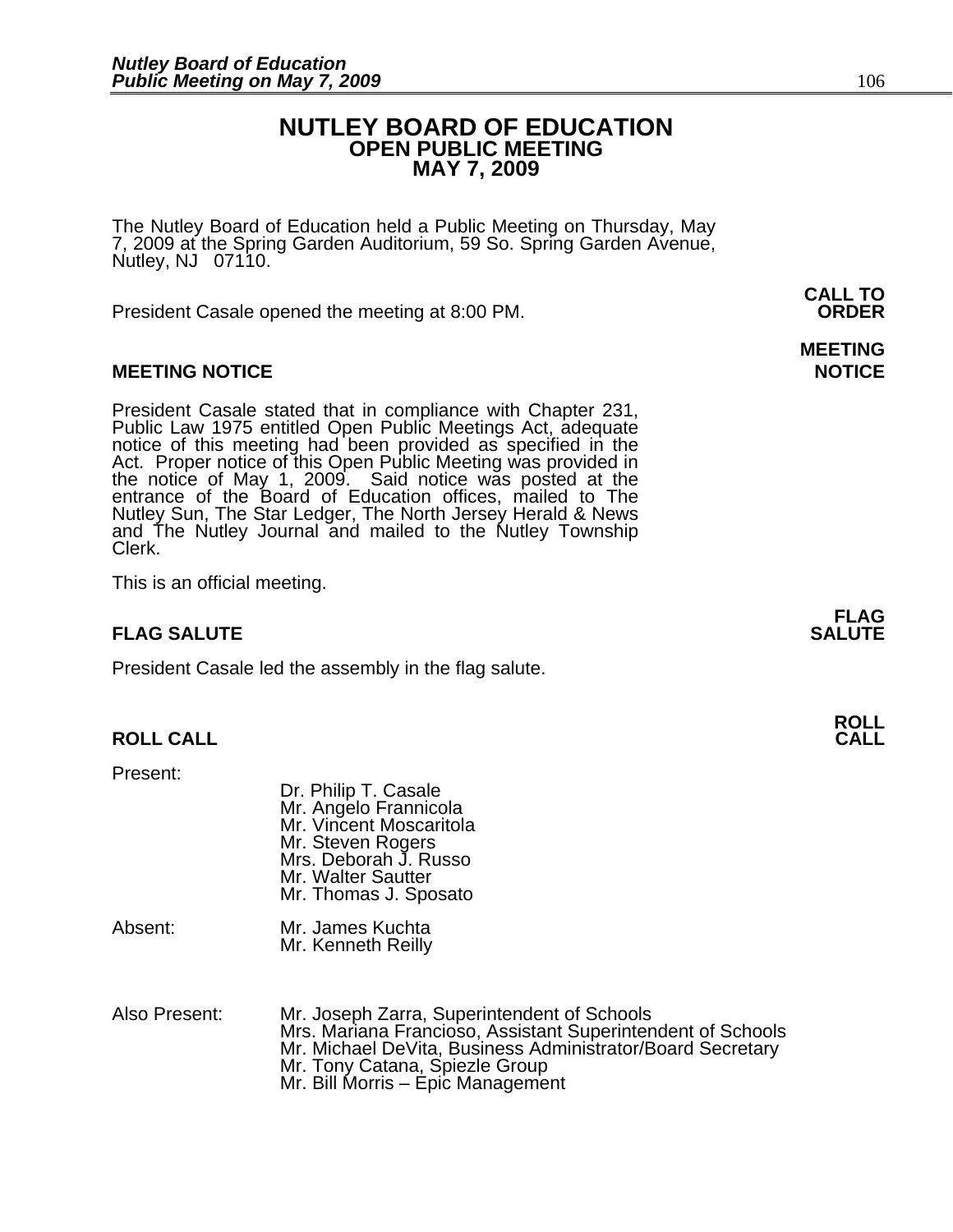# NUTLEY BOARD OF EDUCATION
## OPEN PUBLIC MEETING
## MAY 7, 2009

The Nutley Board of Education held a Public Meeting on Thursday, May 7, 2009 at the Spring Garden Auditorium, 59 So. Spring Garden Avenue, Nutley, NJ 07110.

**CALL TO ORDER**

President Casale opened the meeting at 8:00 PM.

**MEETING NOTICE**

President Casale stated that in compliance with Chapter 231, Public Law 1975 entitled Open Public Meetings Act, adequate notice of this meeting had been provided as specified in the Act. Proper notice of this Open Public Meeting was provided in the notice of May 1, 2009. Said notice was posted at the entrance of the Board of Education offices, mailed to The Nutley Sun, The Star Ledger, The North Jersey Herald & News and The Nutley Journal and mailed to the Nutley Township Clerk.

This is an official meeting.

**FLAG SALUTE**

President Casale led the assembly in the flag salute.

**ROLL CALL**

Present:
- Dr. Philip T. Casale
- Mr. Angelo Frannicola
- Mr. Vincent Moscaritola
- Mr. Steven Rogers
- Mrs. Deborah J. Russo
- Mr. Walter Sautter
- Mr. Thomas J. Sposato

Absent:
- Mr. James Kuchta
- Mr. Kenneth Reilly

Also Present:
- Mr. Joseph Zarra, Superintendent of Schools
- Mrs. Mariana Francioso, Assistant Superintendent of Schools
- Mr. Michael DeVita, Business Administrator/Board Secretary
- Mr. Tony Catana, Spiezle Group
- Mr. Bill Morris – Epic Management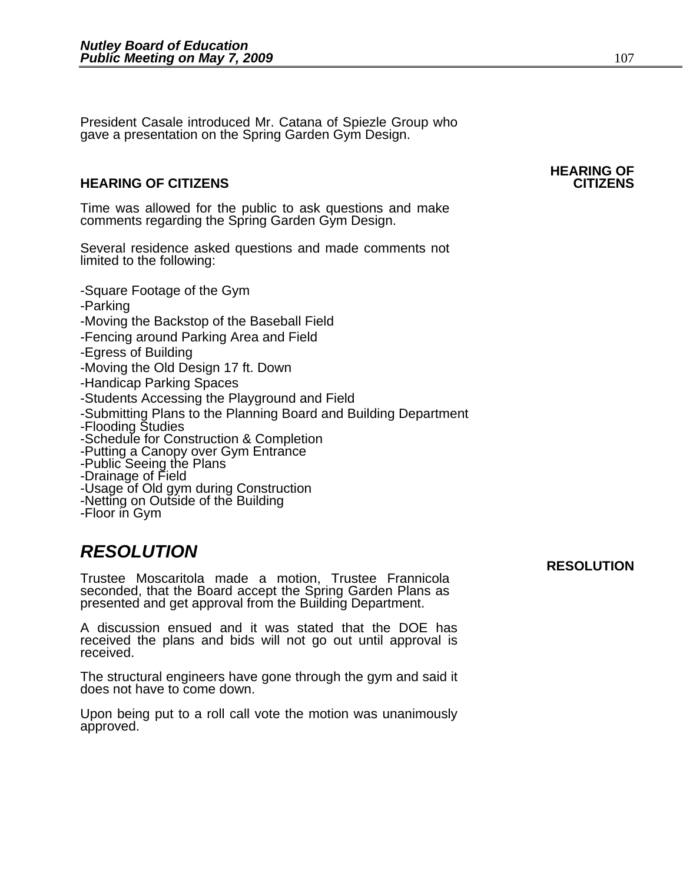President Casale introduced Mr. Catana of Spiezle Group who gave a presentation on the Spring Garden Gym Design.

## HEARING OF CITIZENS

Time was allowed for the public to ask questions and make comments regarding the Spring Garden Gym Design.

Several residence asked questions and made comments not limited to the following:

-Square Footage of the Gym
-Parking
-Moving the Backstop of the Baseball Field
-Fencing around Parking Area and Field
-Egress of Building
-Moving the Old Design 17 ft. Down
-Handicap Parking Spaces
-Students Accessing the Playground and Field
-Submitting Plans to the Planning Board and Building Department
-Flooding Studies
-Schedule for Construction & Completion
-Putting a Canopy over Gym Entrance
-Public Seeing the Plans
-Drainage of Field
-Usage of Old gym during Construction
-Netting on Outside of the Building
-Floor in Gym

## *RESOLUTION*

Trustee Moscaritola made a motion, Trustee Frannicola seconded, that the Board accept the Spring Garden Plans as presented and get approval from the Building Department.

A discussion ensued and it was stated that the DOE has received the plans and bids will not go out until approval is received.

The structural engineers have gone through the gym and said it does not have to come down.

Upon being put to a roll call vote the motion was unanimously approved.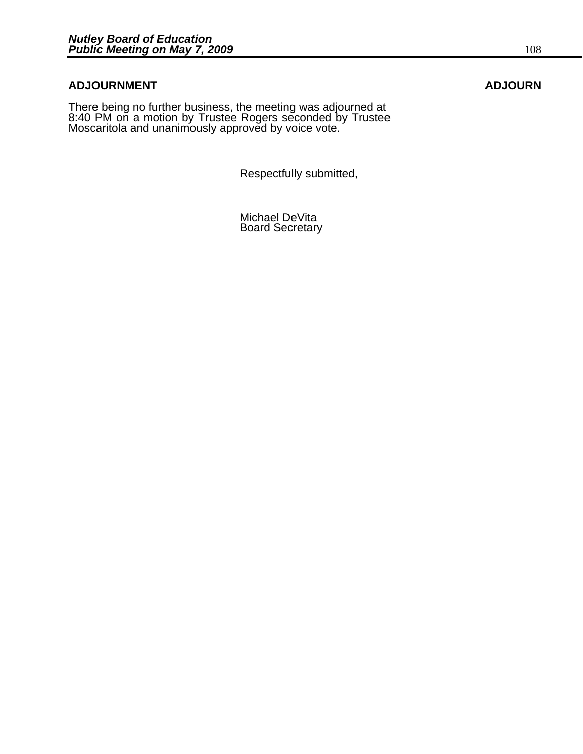## ADJOURNMENT

**ADJOURN**

There being no further business, the meeting was adjourned at 8:40 PM on a motion by Trustee Rogers seconded by Trustee Moscaritola and unanimously approved by voice vote.

Respectfully submitted,

Michael DeVita
Board Secretary